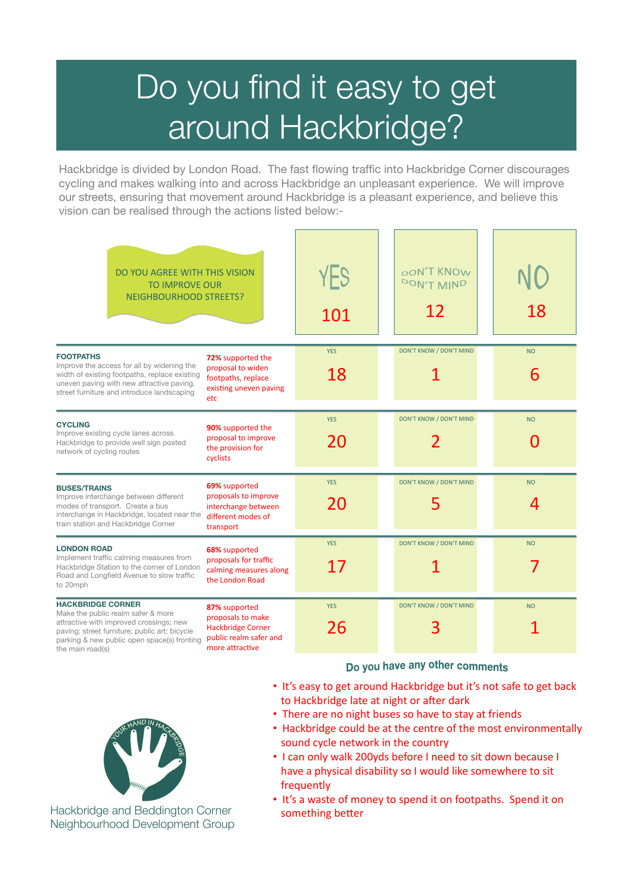# Do you find it easy to get around Hackbridge?

Hackbridge is divided by London Road. The fast flowing traffic into Hackbridge Corner discourages cycling and makes walking into and across Hackbridge an unpleasant experience. We will improve our streets, ensuring that movement around Hackbridge is a pleasant experience, and believe this vision can be realised through the actions listed below:-

| DO YOU AGREE WITH THIS VISION TO IMPROVE OUR NEIGHBOURHOOD STREETS? | | YES | DON'T KNOW DON'T MIND | NO |
|---|---|---|---|---|
| | | 101 | 12 | 18 |
| **FOOTPATHS** Improve the access for all by widening the width of existing footpaths, replace existing uneven paving with new attractive paving, street furniture and introduce landscaping | **72%** supported the proposal to widen footpaths, replace existing uneven paving etc | 18 | 1 | 6 |
| **CYCLING** Improve existing cycle lanes across Hackbridge to provide well sign posted network of cycling routes | **90%** supported the proposal to improve the provision for cyclists | 20 | 2 | 0 |
| **BUSES/TRAINS** Improve interchange between different modes of transport. Create a bus interchange in Hackbridge, located near the train station and Hackbridge Corner | **69%** supported proposals to improve interchange between different modes of transport | 20 | 5 | 4 |
| **LONDON ROAD** Implement traffic calming measures from Hackbridge Station to the corner of London Road and Longfield Avenue to slow traffic to 20mph | **68%** supported proposals for traffic calming measures along the London Road | 17 | 1 | 7 |
| **HACKBRIDGE CORNER** Make the public realm safer & more attractive with improved crossings; new paving; street furniture; public art; bicycle parking & new public open space(s) fronting the main road(s) | **87%** supported proposals to make Hackbridge Corner public realm safer and more attractive | 26 | 3 | 1 |

## Do you have any other comments

- It's easy to get around Hackbridge but it's not safe to get back to Hackbridge late at night or after dark
- There are no night buses so have to stay at friends
- Hackbridge could be at the centre of the most environmentally sound cycle network in the country
- I can only walk 200yds before I need to sit down because I have a physical disability so I would like somewhere to sit frequently
- It's a waste of money to spend it on footpaths. Spend it on something better

YOUR HAND IN HACKBRIDGE

Hackbridge and Beddington Corner Neighbourhood Development Group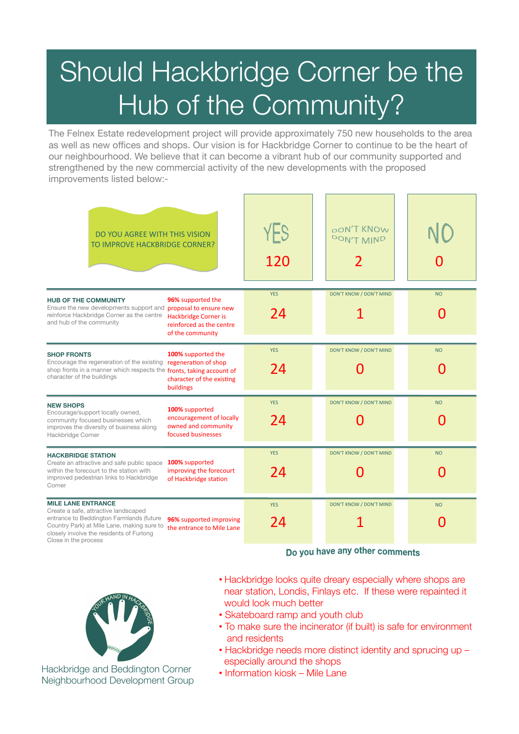# Should Hackbridge Corner be the Hub of the Community?

The Felnex Estate redevelopment project will provide approximately 750 new households to the area as well as new offices and shops. Our vision is for Hackbridge Corner to continue to be the heart of our neighbourhood. We believe that it can become a vibrant hub of our community supported and strengthened by the new commercial activity of the new developments with the proposed improvements listed below:-

| DO YOU AGREE WITH THIS VISION TO IMPROVE HACKBRIDGE CORNER? | YES | DON'T KNOW DON'T MIND | NO |
|---|---|---|---|
| | 120 | 2 | 0 |

| Proposal | Result | YES | DON'T KNOW / DON'T MIND | NO |
|---|---|---|---|---|
| **HUB OF THE COMMUNITY** Ensure the new developments support and reinforce Hackbridge Corner as the centre and hub of the community | **96%** supported the proposal to ensure new Hackbridge Corner is reinforced as the centre of the community | 24 | 1 | 0 |
| **SHOP FRONTS** Encourage the regeneration of the existing shop fronts in a manner which respects the character of the buildings | **100%** supported the regeneration of shop fronts, taking account of character of the existing buildings | 24 | 0 | 0 |
| **NEW SHOPS** Encourage/support locally owned, community focused businesses which improves the diversity of business along Hackbridge Corner | **100%** supported encouragement of locally owned and community focused businesses | 24 | 0 | 0 |
| **HACKBRIDGE STATION** Create an attractive and safe public space within the forecourt to the station with improved pedestrian links to Hackbridge Corner | **100%** supported improving the forecourt of Hackbridge station | 24 | 0 | 0 |
| **MILE LANE ENTRANCE** Create a safe, attractive landscaped entrance to Beddington Farmlands (future Country Park) at Mile Lane, making sure to closely involve the residents of Furlong Close in the process | **96%** supported improving the entrance to Mile Lane | 24 | 1 | 0 |

## Do you have any other comments

- Hackbridge looks quite dreary especially where shops are near station, Londis, Finlays etc. If these were repainted it would look much better
- Skateboard ramp and youth club
- To make sure the incinerator (if built) is safe for environment and residents
- Hackbridge needs more distinct identity and sprucing up – especially around the shops
- Information kiosk – Mile Lane

YOUR HAND IN HACKBRIDGE

Hackbridge and Beddington Corner Neighbourhood Development Group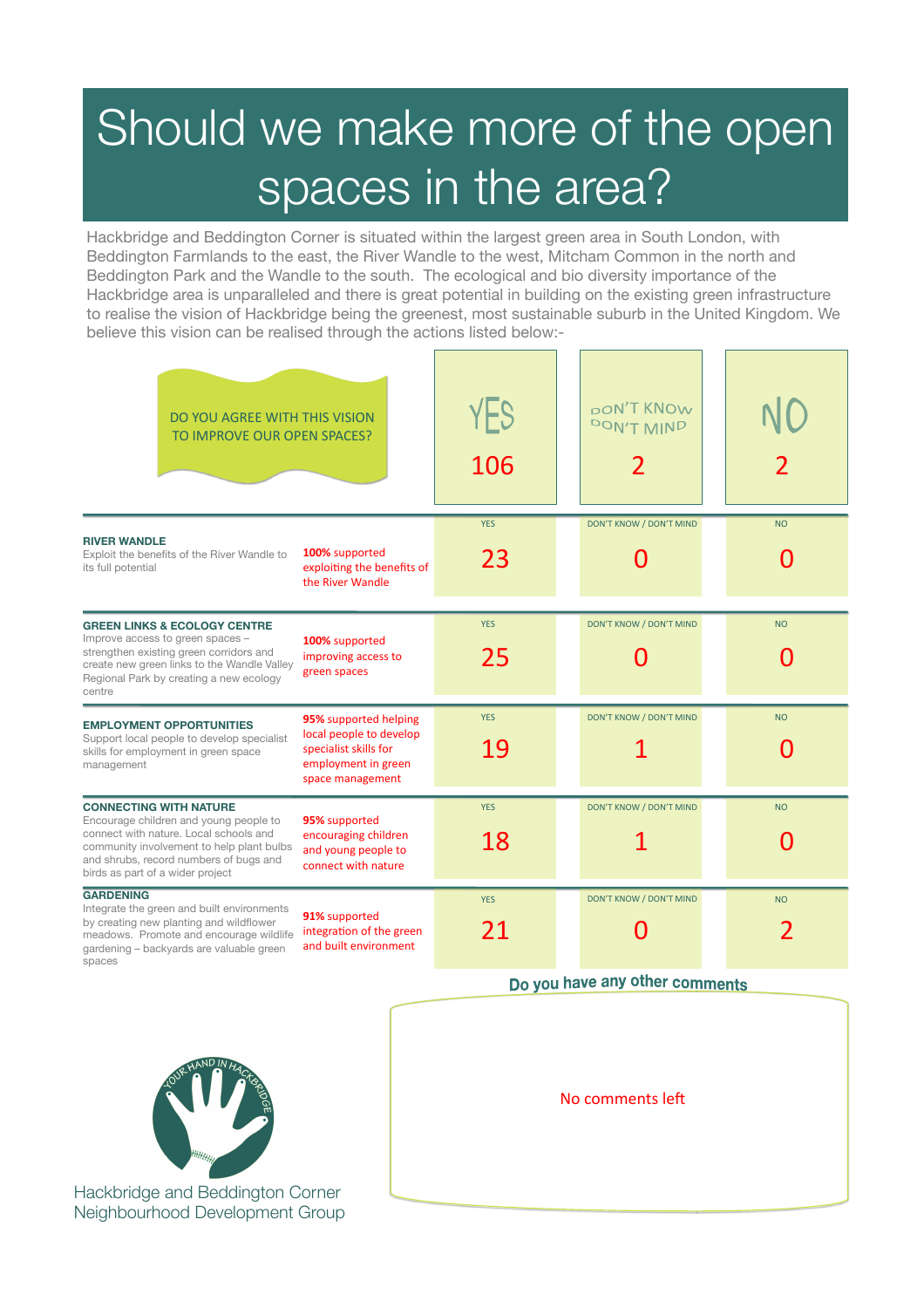# Should we make more of the open spaces in the area?

Hackbridge and Beddington Corner is situated within the largest green area in South London, with Beddington Farmlands to the east, the River Wandle to the west, Mitcham Common in the north and Beddington Park and the Wandle to the south. The ecological and bio diversity importance of the Hackbridge area is unparalleled and there is great potential in building on the existing green infrastructure to realise the vision of Hackbridge being the greenest, most sustainable suburb in the United Kingdom. We believe this vision can be realised through the actions listed below:-

| DO YOU AGREE WITH THIS VISION TO IMPROVE OUR OPEN SPACES? | | YES | DON'T KNOW DON'T MIND | NO |
|---|---|---|---|---|
| | | 106 | 2 | 2 |
| **RIVER WANDLE**<br>Exploit the benefits of the River Wandle to its full potential | **100%** supported exploiting the benefits of the River Wandle | 23 | 0 | 0 |
| **GREEN LINKS & ECOLOGY CENTRE**<br>Improve access to green spaces – strengthen existing green corridors and create new green links to the Wandle Valley Regional Park by creating a new ecology centre | **100%** supported improving access to green spaces | 25 | 0 | 0 |
| **EMPLOYMENT OPPORTUNITIES**<br>Support local people to develop specialist skills for employment in green space management | **95%** supported helping local people to develop specialist skills for employment in green space management | 19 | 1 | 0 |
| **CONNECTING WITH NATURE**<br>Encourage children and young people to connect with nature. Local schools and community involvement to help plant bulbs and shrubs, record numbers of bugs and birds as part of a wider project | **95%** supported encouraging children and young people to connect with nature | 18 | 1 | 0 |
| **GARDENING**<br>Integrate the green and built environments by creating new planting and wildflower meadows. Promote and encourage wildlife gardening – backyards are valuable green spaces | **91%** supported integration of the green and built environment | 21 | 0 | 2 |

**Do you have any other comments**

No comments left

Hackbridge and Beddington Corner Neighbourhood Development Group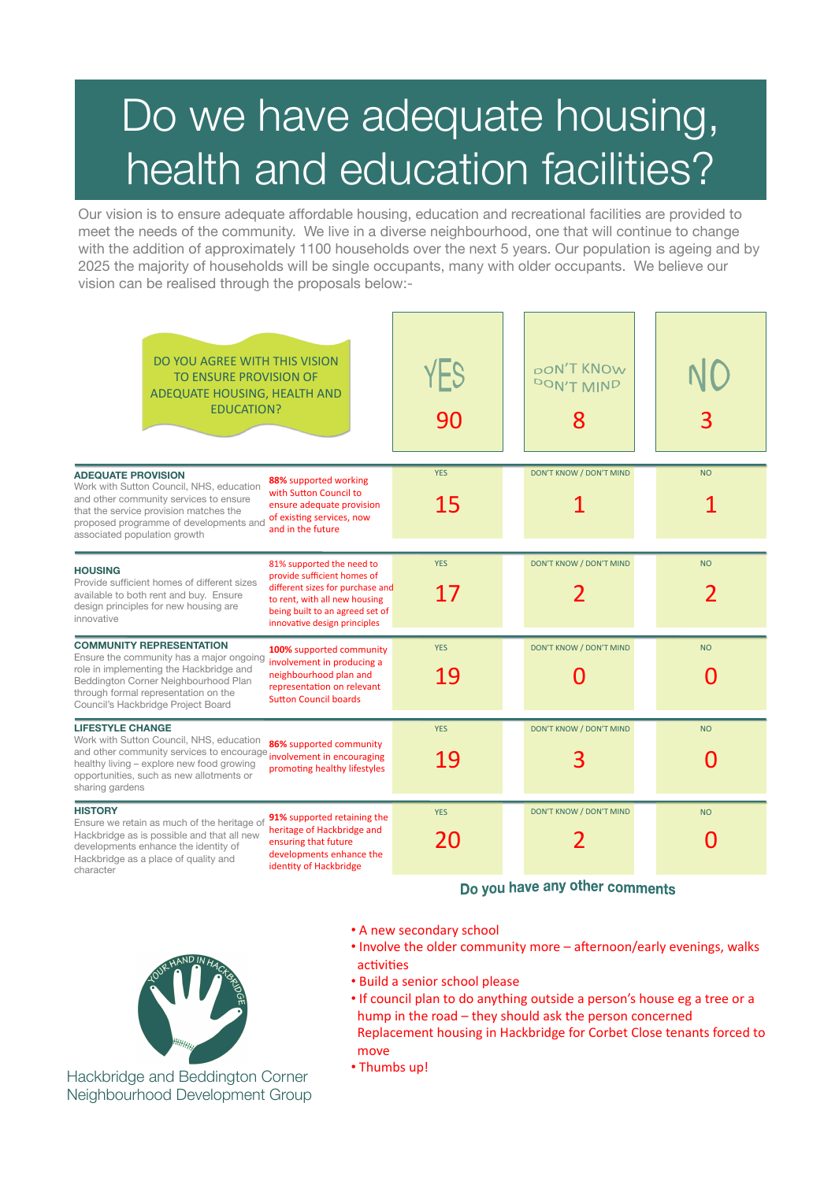# Do we have adequate housing, health and education facilities?

Our vision is to ensure adequate affordable housing, education and recreational facilities are provided to meet the needs of the community. We live in a diverse neighbourhood, one that will continue to change with the addition of approximately 1100 households over the next 5 years. Our population is ageing and by 2025 the majority of households will be single occupants, many with older occupants. We believe our vision can be realised through the proposals below:-

| DO YOU AGREE WITH THIS VISION TO ENSURE PROVISION OF ADEQUATE HOUSING, HEALTH AND EDUCATION? | | YES | DON'T KNOW DON'T MIND | NO |
|---|---|---|---|---|
| | | 90 | 8 | 3 |
| **ADEQUATE PROVISION** Work with Sutton Council, NHS, education and other community services to ensure that the service provision matches the proposed programme of developments and associated population growth | **88%** supported working with Sutton Council to ensure adequate provision of existing services, now and in the future | 15 | 1 | 1 |
| **HOUSING** Provide sufficient homes of different sizes available to both rent and buy. Ensure design principles for new housing are innovative | 81% supported the need to provide sufficient homes of different sizes for purchase and to rent, with all new housing being built to an agreed set of innovative design principles | 17 | 2 | 2 |
| **COMMUNITY REPRESENTATION** Ensure the community has a major ongoing role in implementing the Hackbridge and Beddington Corner Neighbourhood Plan through formal representation on the Council's Hackbridge Project Board | **100%** supported community involvement in producing a neighbourhood plan and representation on relevant Sutton Council boards | 19 | 0 | 0 |
| **LIFESTYLE CHANGE** Work with Sutton Council, NHS, education and other community services to encourage healthy living – explore new food growing opportunities, such as new allotments or sharing gardens | **86%** supported community involvement in encouraging promoting healthy lifestyles | 19 | 3 | 0 |
| **HISTORY** Ensure we retain as much of the heritage of Hackbridge as is possible and that all new developments enhance the identity of Hackbridge as a place of quality and character | **91%** supported retaining the heritage of Hackbridge and ensuring that future developments enhance the identity of Hackbridge | 20 | 2 | 0 |

## Do you have any other comments

- A new secondary school
- Involve the older community more – afternoon/early evenings, walks activities
- Build a senior school please
- If council plan to do anything outside a person's house eg a tree or a hump in the road – they should ask the person concerned Replacement housing in Hackbridge for Corbet Close tenants forced to move
- Thumbs up!

YOUR HAND IN HACKBRIDGE

Hackbridge and Beddington Corner Neighbourhood Development Group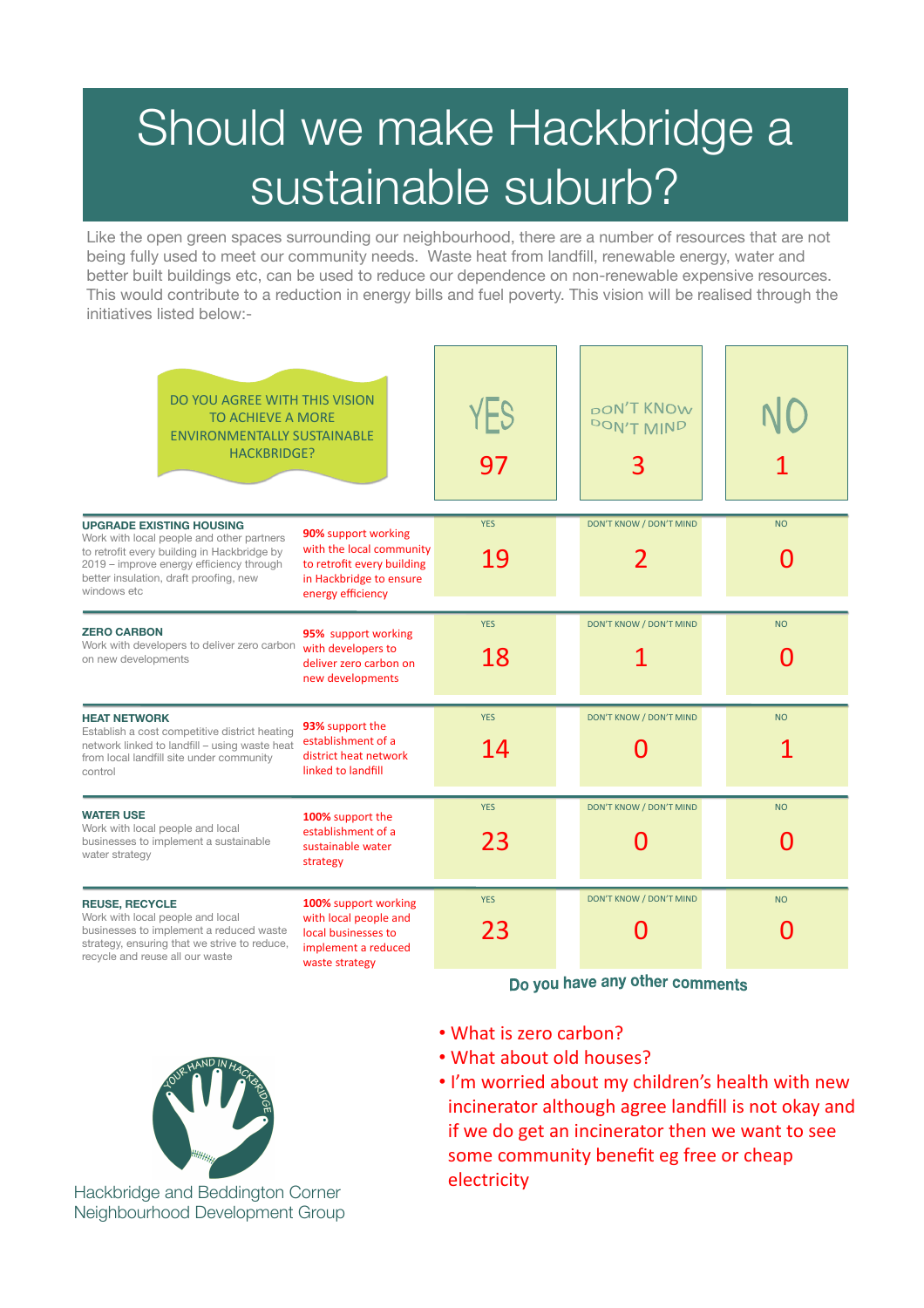# Should we make Hackbridge a sustainable suburb?

Like the open green spaces surrounding our neighbourhood, there are a number of resources that are not being fully used to meet our community needs. Waste heat from landfill, renewable energy, water and better built buildings etc, can be used to reduce our dependence on non-renewable expensive resources. This would contribute to a reduction in energy bills and fuel poverty. This vision will be realised through the initiatives listed below:-

| DO YOU AGREE WITH THIS VISION TO ACHIEVE A MORE ENVIRONMENTALLY SUSTAINABLE HACKBRIDGE? | | YES | DON'T KNOW DON'T MIND | NO |
|---|---|---|---|---|
| | | 97 | 3 | 1 |
| **UPGRADE EXISTING HOUSING** Work with local people and other partners to retrofit every building in Hackbridge by 2019 – improve energy efficiency through better insulation, draft proofing, new windows etc | **90%** support working with the local community to retrofit every building in Hackbridge to ensure energy efficiency | 19 | 2 | 0 |
| **ZERO CARBON** Work with developers to deliver zero carbon on new developments | **95%** support working with developers to deliver zero carbon on new developments | 18 | 1 | 0 |
| **HEAT NETWORK** Establish a cost competitive district heating network linked to landfill – using waste heat from local landfill site under community control | **93%** support the establishment of a district heat network linked to landfill | 14 | 0 | 1 |
| **WATER USE** Work with local people and local businesses to implement a sustainable water strategy | **100%** support the establishment of a sustainable water strategy | 23 | 0 | 0 |
| **REUSE, RECYCLE** Work with local people and local businesses to implement a reduced waste strategy, ensuring that we strive to reduce, recycle and reuse all our waste | **100%** support working with local people and local businesses to implement a reduced waste strategy | 23 | 0 | 0 |

**Do you have any other comments**

- What is zero carbon?
- What about old houses?
- I'm worried about my children's health with new incinerator although agree landfill is not okay and if we do get an incinerator then we want to see some community benefit eg free or cheap electricity

Hackbridge and Beddington Corner Neighbourhood Development Group